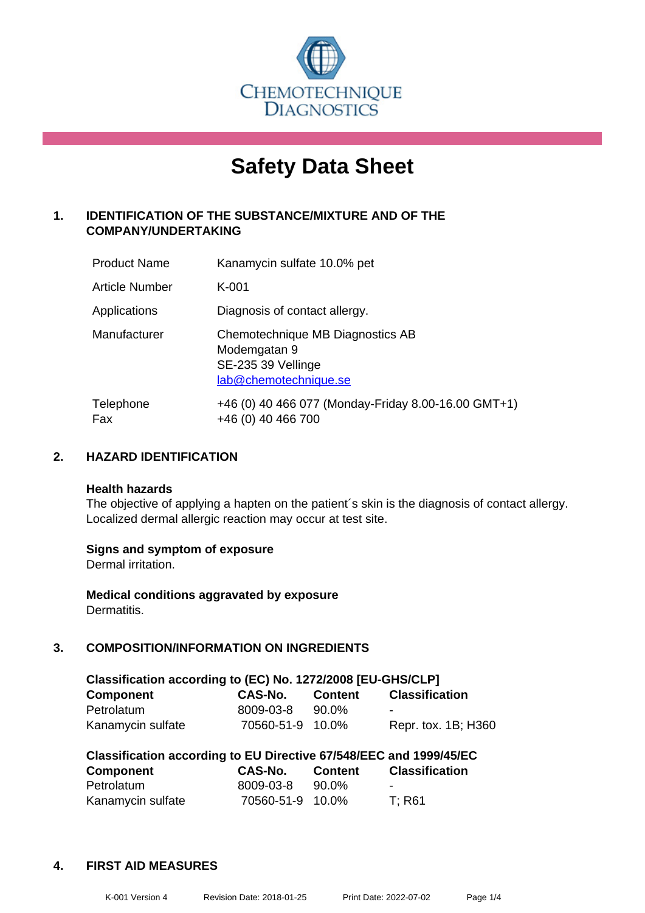CHEMOTECHNIQUE DIAGNOSTICS

# Safety Data Sheet

## 1. IDENTIFICATION OF THE SUBSTANCE/MIXTURE AND OF THE COMPANY/UNDERTAKING

| | |
|---|---|
| Product Name | Kanamycin sulfate 10.0% pet |
| Article Number | K-001 |
| Applications | Diagnosis of contact allergy. |
| Manufacturer | Chemotechnique MB Diagnostics AB<br>Modemgatan 9<br>SE-235 39 Vellinge<br>lab@chemotechnique.se |
| Telephone<br>Fax | +46 (0) 40 466 077 (Monday-Friday 8.00-16.00 GMT+1)<br>+46 (0) 40 466 700 |

## 2. HAZARD IDENTIFICATION

**Health hazards**
The objective of applying a hapten on the patient´s skin is the diagnosis of contact allergy. Localized dermal allergic reaction may occur at test site.

**Signs and symptom of exposure**
Dermal irritation.

**Medical conditions aggravated by exposure**
Dermatitis.

## 3. COMPOSITION/INFORMATION ON INGREDIENTS

**Classification according to (EC) No. 1272/2008 [EU-GHS/CLP]**

| Component | CAS-No. | Content | Classification |
|---|---|---|---|
| Petrolatum | 8009-03-8 | 90.0% | - |
| Kanamycin sulfate | 70560-51-9 | 10.0% | Repr. tox. 1B; H360 |

**Classification according to EU Directive 67/548/EEC and 1999/45/EC**

| Component | CAS-No. | Content | Classification |
|---|---|---|---|
| Petrolatum | 8009-03-8 | 90.0% | - |
| Kanamycin sulfate | 70560-51-9 | 10.0% | T; R61 |

## 4. FIRST AID MEASURES

K-001 Version 4 Revision Date: 2018-01-25 Print Date: 2022-07-02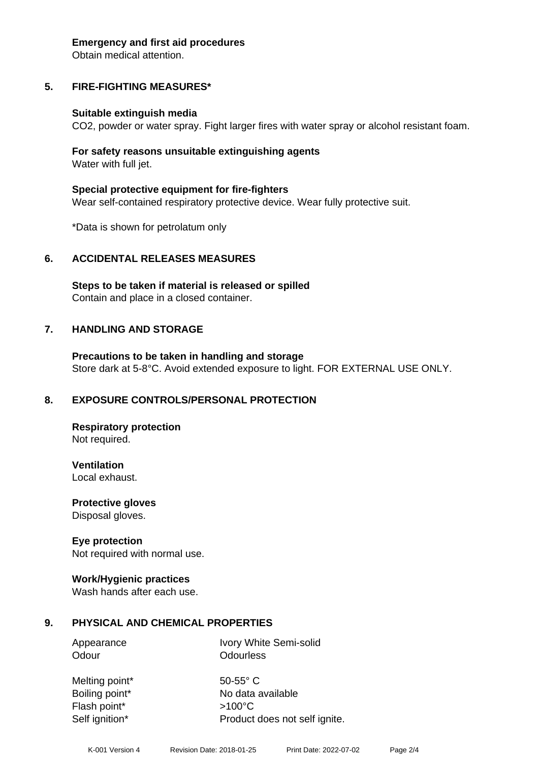**Emergency and first aid procedures**
Obtain medical attention.

## 5. FIRE-FIGHTING MEASURES*

**Suitable extinguish media**
$CO_2$, powder or water spray. Fight larger fires with water spray or alcohol resistant foam.

**For safety reasons unsuitable extinguishing agents**
Water with full jet.

**Special protective equipment for fire-fighters**
Wear self-contained respiratory protective device. Wear fully protective suit.

*Data is shown for petrolatum only

## 6. ACCIDENTAL RELEASES MEASURES

**Steps to be taken if material is released or spilled**
Contain and place in a closed container.

## 7. HANDLING AND STORAGE

**Precautions to be taken in handling and storage**
Store dark at 5-8°C. Avoid extended exposure to light. FOR EXTERNAL USE ONLY.

## 8. EXPOSURE CONTROLS/PERSONAL PROTECTION

**Respiratory protection**
Not required.

**Ventilation**
Local exhaust.

**Protective gloves**
Disposal gloves.

**Eye protection**
Not required with normal use.

**Work/Hygienic practices**
Wash hands after each use.

## 9. PHYSICAL AND CHEMICAL PROPERTIES

| | |
|---|---|
| Appearance | Ivory White Semi-solid |
| Odour | Odourless |
| Melting point* | 50-55° C |
| Boiling point* | No data available |
| Flash point* | >100°C |
| Self ignition* | Product does not self ignite. |

K-001 Version 4 Revision Date: 2018-01-25 Print Date: 2022-07-02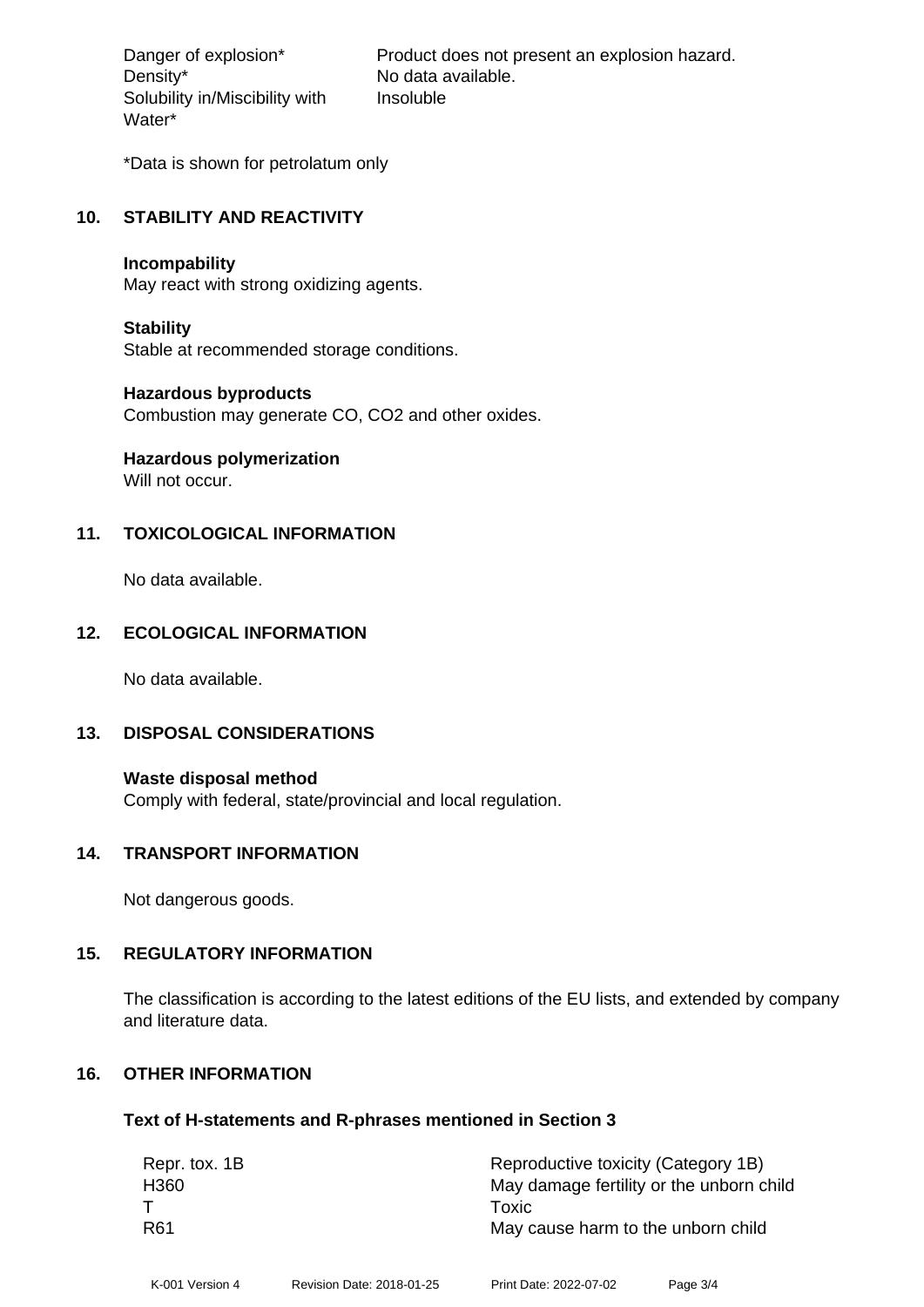| | |
|---|---|
| Danger of explosion* | Product does not present an explosion hazard. |
| Density* | No data available. |
| Solubility in/Miscibility with Water* | Insoluble |

*Data is shown for petrolatum only

## 10. STABILITY AND REACTIVITY

**Incompability**
May react with strong oxidizing agents.

**Stability**
Stable at recommended storage conditions.

**Hazardous byproducts**
Combustion may generate CO, $CO_2$ and other oxides.

**Hazardous polymerization**
Will not occur.

## 11. TOXICOLOGICAL INFORMATION

No data available.

## 12. ECOLOGICAL INFORMATION

No data available.

## 13. DISPOSAL CONSIDERATIONS

**Waste disposal method**
Comply with federal, state/provincial and local regulation.

## 14. TRANSPORT INFORMATION

Not dangerous goods.

## 15. REGULATORY INFORMATION

The classification is according to the latest editions of the EU lists, and extended by company and literature data.

## 16. OTHER INFORMATION

### Text of H-statements and R-phrases mentioned in Section 3

| | |
|---|---|
| Repr. tox. 1B | Reproductive toxicity (Category 1B) |
| H360 | May damage fertility or the unborn child |
| T | Toxic |
| R61 | May cause harm to the unborn child |

K-001 Version 4 Revision Date: 2018-01-25 Print Date: 2022-07-02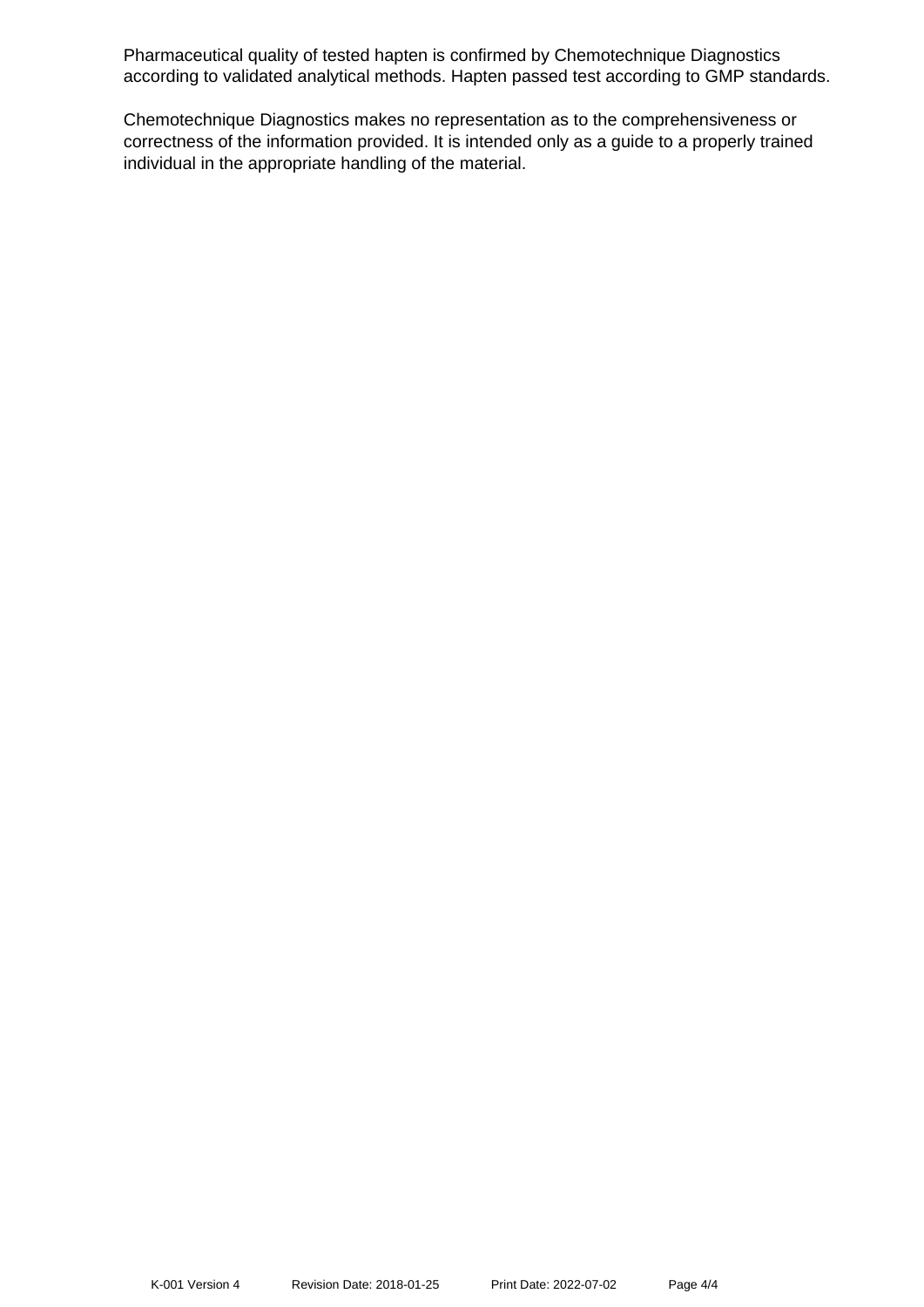Pharmaceutical quality of tested hapten is confirmed by Chemotechnique Diagnostics according to validated analytical methods. Hapten passed test according to GMP standards.

Chemotechnique Diagnostics makes no representation as to the comprehensiveness or correctness of the information provided. It is intended only as a guide to a properly trained individual in the appropriate handling of the material.